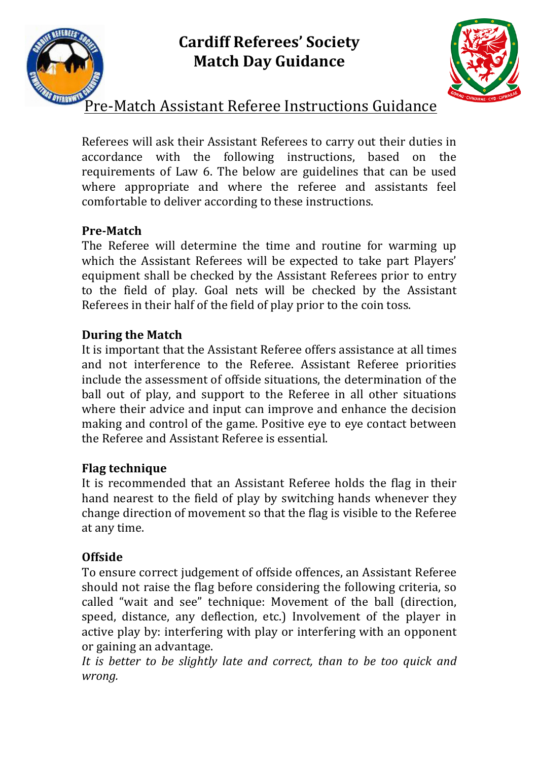# Cardiff Referees' Society
# Match Day Guidance

## Pre-Match Assistant Referee Instructions Guidance

Referees will ask their Assistant Referees to carry out their duties in accordance with the following instructions, based on the requirements of Law 6. The below are guidelines that can be used where appropriate and where the referee and assistants feel comfortable to deliver according to these instructions.

### Pre-Match

The Referee will determine the time and routine for warming up which the Assistant Referees will be expected to take part Players' equipment shall be checked by the Assistant Referees prior to entry to the field of play. Goal nets will be checked by the Assistant Referees in their half of the field of play prior to the coin toss.

### During the Match

It is important that the Assistant Referee offers assistance at all times and not interference to the Referee. Assistant Referee priorities include the assessment of offside situations, the determination of the ball out of play, and support to the Referee in all other situations where their advice and input can improve and enhance the decision making and control of the game. Positive eye to eye contact between the Referee and Assistant Referee is essential.

### Flag technique

It is recommended that an Assistant Referee holds the flag in their hand nearest to the field of play by switching hands whenever they change direction of movement so that the flag is visible to the Referee at any time.

### Offside

To ensure correct judgement of offside offences, an Assistant Referee should not raise the flag before considering the following criteria, so called "wait and see" technique: Movement of the ball (direction, speed, distance, any deflection, etc.) Involvement of the player in active play by: interfering with play or interfering with an opponent or gaining an advantage.

*It is better to be slightly late and correct, than to be too quick and wrong.*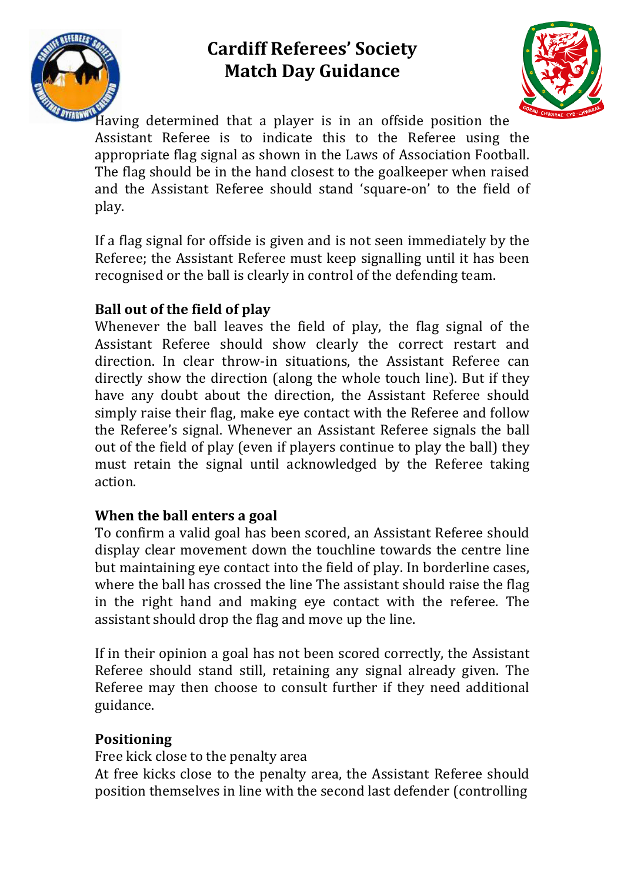Having determined that a player is in an offside position the Assistant Referee is to indicate this to the Referee using the appropriate flag signal as shown in the Laws of Association Football. The flag should be in the hand closest to the goalkeeper when raised and the Assistant Referee should stand 'square-on' to the field of play.

If a flag signal for offside is given and is not seen immediately by the Referee; the Assistant Referee must keep signalling until it has been recognised or the ball is clearly in control of the defending team.

**Ball out of the field of play**

Whenever the ball leaves the field of play, the flag signal of the Assistant Referee should show clearly the correct restart and direction. In clear throw-in situations, the Assistant Referee can directly show the direction (along the whole touch line). But if they have any doubt about the direction, the Assistant Referee should simply raise their flag, make eye contact with the Referee and follow the Referee's signal. Whenever an Assistant Referee signals the ball out of the field of play (even if players continue to play the ball) they must retain the signal until acknowledged by the Referee taking action.

**When the ball enters a goal**

To confirm a valid goal has been scored, an Assistant Referee should display clear movement down the touchline towards the centre line but maintaining eye contact into the field of play. In borderline cases, where the ball has crossed the line The assistant should raise the flag in the right hand and making eye contact with the referee. The assistant should drop the flag and move up the line.

If in their opinion a goal has not been scored correctly, the Assistant Referee should stand still, retaining any signal already given. The Referee may then choose to consult further if they need additional guidance.

**Positioning**

Free kick close to the penalty area

At free kicks close to the penalty area, the Assistant Referee should position themselves in line with the second last defender (controlling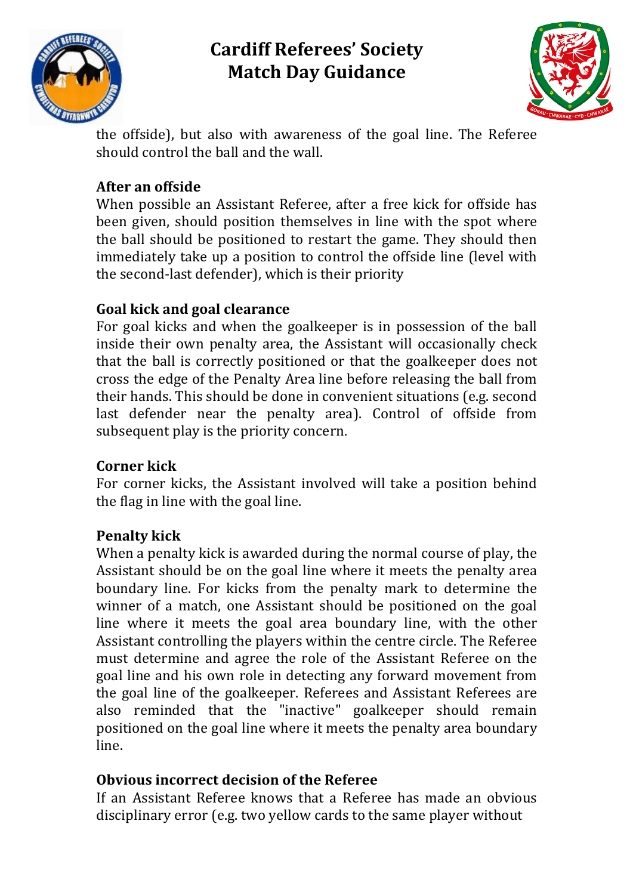the offside), but also with awareness of the goal line. The Referee should control the ball and the wall.

### After an offside

When possible an Assistant Referee, after a free kick for offside has been given, should position themselves in line with the spot where the ball should be positioned to restart the game. They should then immediately take up a position to control the offside line (level with the second-last defender), which is their priority

### Goal kick and goal clearance

For goal kicks and when the goalkeeper is in possession of the ball inside their own penalty area, the Assistant will occasionally check that the ball is correctly positioned or that the goalkeeper does not cross the edge of the Penalty Area line before releasing the ball from their hands. This should be done in convenient situations (e.g. second last defender near the penalty area). Control of offside from subsequent play is the priority concern.

### Corner kick

For corner kicks, the Assistant involved will take a position behind the flag in line with the goal line.

### Penalty kick

When a penalty kick is awarded during the normal course of play, the Assistant should be on the goal line where it meets the penalty area boundary line. For kicks from the penalty mark to determine the winner of a match, one Assistant should be positioned on the goal line where it meets the goal area boundary line, with the other Assistant controlling the players within the centre circle. The Referee must determine and agree the role of the Assistant Referee on the goal line and his own role in detecting any forward movement from the goal line of the goalkeeper. Referees and Assistant Referees are also reminded that the "inactive" goalkeeper should remain positioned on the goal line where it meets the penalty area boundary line.

### Obvious incorrect decision of the Referee

If an Assistant Referee knows that a Referee has made an obvious disciplinary error (e.g. two yellow cards to the same player without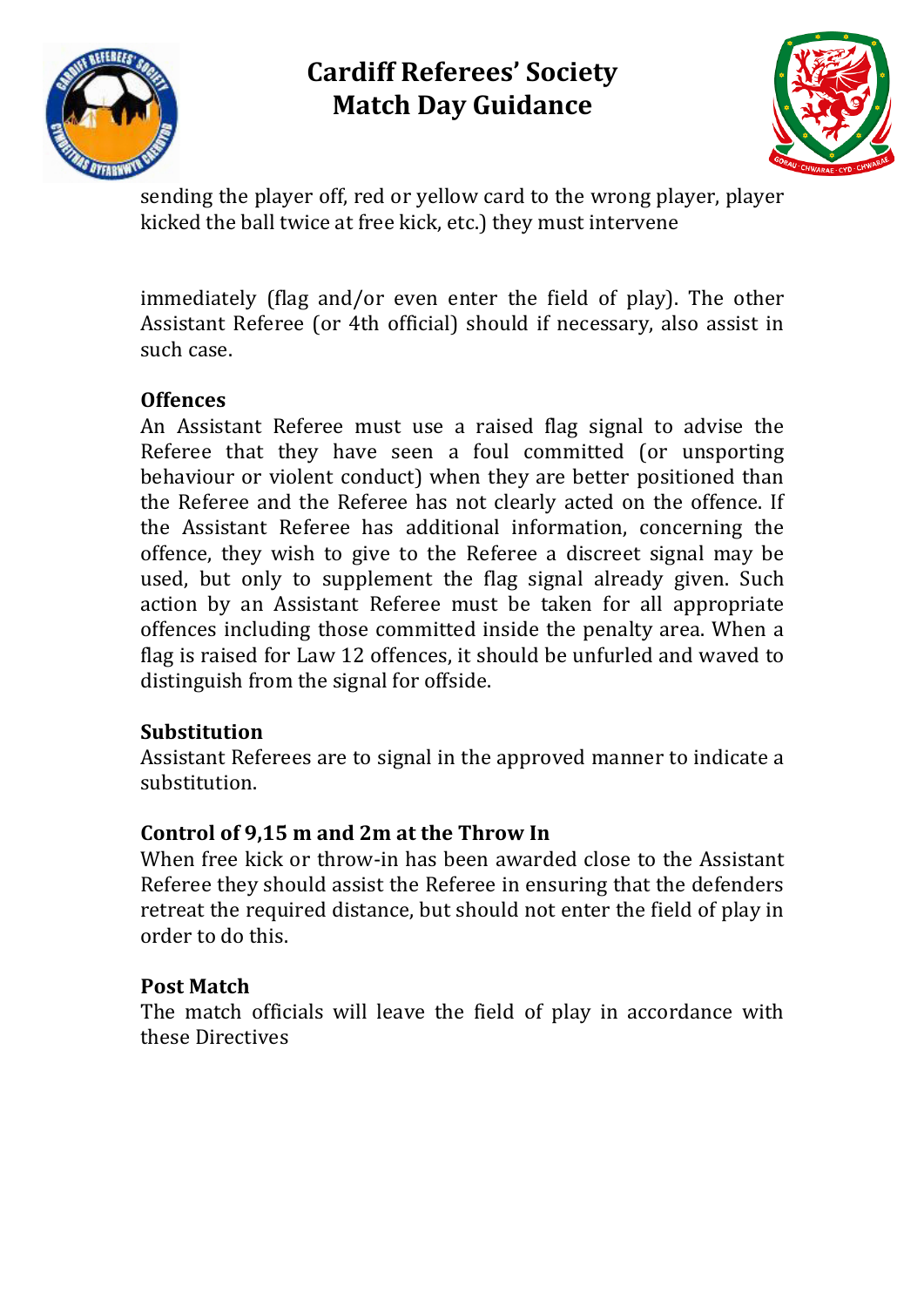sending the player off, red or yellow card to the wrong player, player kicked the ball twice at free kick, etc.) they must intervene

immediately (flag and/or even enter the field of play). The other Assistant Referee (or 4th official) should if necessary, also assist in such case.

**Offences**

An Assistant Referee must use a raised flag signal to advise the Referee that they have seen a foul committed (or unsporting behaviour or violent conduct) when they are better positioned than the Referee and the Referee has not clearly acted on the offence. If the Assistant Referee has additional information, concerning the offence, they wish to give to the Referee a discreet signal may be used, but only to supplement the flag signal already given. Such action by an Assistant Referee must be taken for all appropriate offences including those committed inside the penalty area. When a flag is raised for Law 12 offences, it should be unfurled and waved to distinguish from the signal for offside.

**Substitution**

Assistant Referees are to signal in the approved manner to indicate a substitution.

**Control of 9,15 m and 2m at the Throw In**

When free kick or throw-in has been awarded close to the Assistant Referee they should assist the Referee in ensuring that the defenders retreat the required distance, but should not enter the field of play in order to do this.

**Post Match**

The match officials will leave the field of play in accordance with these Directives